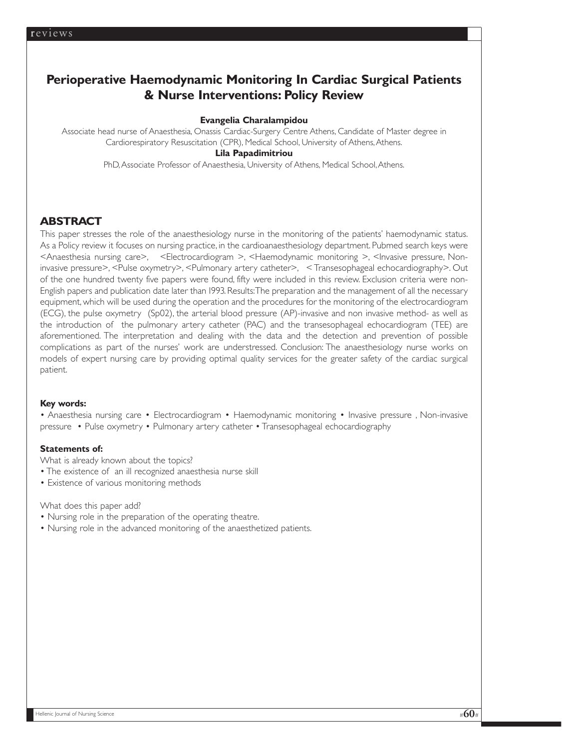# Perioperative Haemodynamic Monitoring In Cardiac Surgical Patients & Nurse Interventions: Policy Review

**Evangelia Charalampidou**

Associate head nurse of Anaesthesia, Onassis Cardiac-Surgery Centre Athens, Candidate of Master degree in Cardiorespiratory Resuscitation (CPR), Medical School, University of Athens, Athens.

**Lila Papadimitriou**

PhD, Associate Professor of Anaesthesia, University of Athens, Medical School, Athens.

## ABSTRACT

This paper stresses the role of the anaesthesiology nurse in the monitoring of the patients' haemodynamic status. As a Policy review it focuses on nursing practice, in the cardioanaesthesiology department. Pubmed search keys were <Anaesthesia nursing care>, <Electrocardiogram >, <Haemodynamic monitoring >, <Invasive pressure, Non-invasive pressure>, <Pulse oxymetry>, <Pulmonary artery catheter>, < Transesophageal echocardiography>. Out of the one hundred twenty five papers were found, fifty were included in this review. Exclusion criteria were non-English papers and publication date later than 1993. Results: The preparation and the management of all the necessary equipment, which will be used during the operation and the procedures for the monitoring of the electrocardiogram (ECG), the pulse oxymetry (Sp02), the arterial blood pressure (AP)-invasive and non invasive method- as well as the introduction of the pulmonary artery catheter (PAC) and the transesophageal echocardiogram (TEE) are aforementioned. The interpretation and dealing with the data and the detection and prevention of possible complications as part of the nurses' work are understressed. Conclusion: The anaesthesiology nurse works on models of expert nursing care by providing optimal quality services for the greater safety of the cardiac surgical patient.

**Key words:**

• Anaesthesia nursing care • Electrocardiogram • Haemodynamic monitoring • Invasive pressure , Non-invasive pressure • Pulse oxymetry • Pulmonary artery catheter • Transesophageal echocardiography

**Statements of:**

What is already known about the topics?

- The existence of an ill recognized anaesthesia nurse skill
- Existence of various monitoring methods

What does this paper add?

- Nursing role in the preparation of the operating theatre.
- Nursing role in the advanced monitoring of the anaesthetized patients.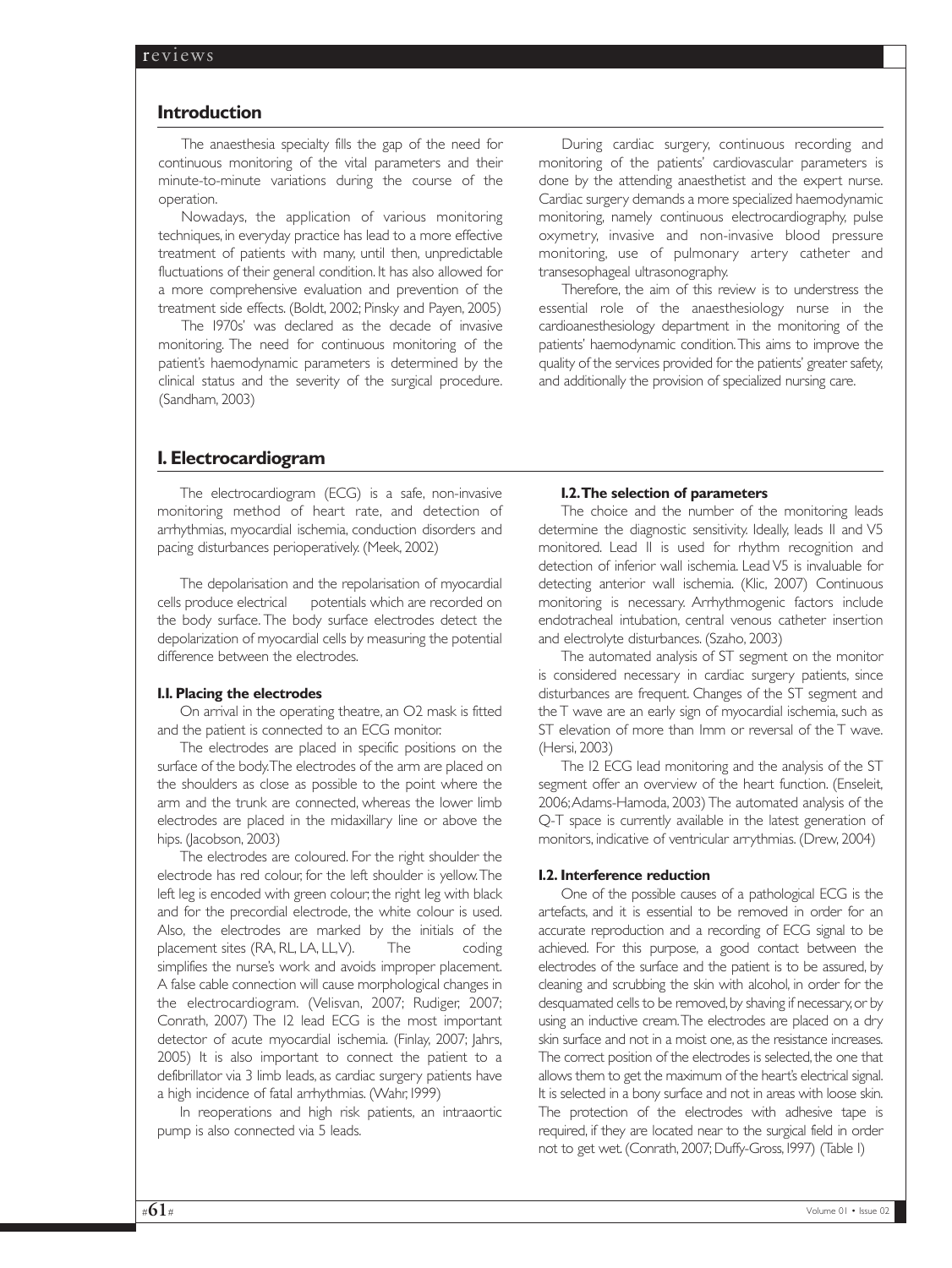## Introduction

The anaesthesia specialty fills the gap of the need for continuous monitoring of the vital parameters and their minute-to-minute variations during the course of the operation.

Nowadays, the application of various monitoring techniques, in everyday practice has lead to a more effective treatment of patients with many, until then, unpredictable fluctuations of their general condition. It has also allowed for a more comprehensive evaluation and prevention of the treatment side effects. (Boldt, 2002; Pinsky and Payen, 2005)

The 1970s' was declared as the decade of invasive monitoring. The need for continuous monitoring of the patient's haemodynamic parameters is determined by the clinical status and the severity of the surgical procedure. (Sandham, 2003)

During cardiac surgery, continuous recording and monitoring of the patients' cardiovascular parameters is done by the attending anaesthetist and the expert nurse. Cardiac surgery demands a more specialized haemodynamic monitoring, namely continuous electrocardiography, pulse oxymetry, invasive and non-invasive blood pressure monitoring, use of pulmonary artery catheter and transesophageal ultrasonography.

Therefore, the aim of this review is to understress the essential role of the anaesthesiology nurse in the cardioanesthesiology department in the monitoring of the patients' haemodynamic condition. This aims to improve the quality of the services provided for the patients' greater safety, and additionally the provision of specialized nursing care.

## I. Electrocardiogram

The electrocardiogram (ECG) is a safe, non-invasive monitoring method of heart rate, and detection of arrhythmias, myocardial ischemia, conduction disorders and pacing disturbances perioperatively. (Meek, 2002)

The depolarisation and the repolarisation of myocardial cells produce electrical potentials which are recorded on the body surface. The body surface electrodes detect the depolarization of myocardial cells by measuring the potential difference between the electrodes.

### I.1. Placing the electrodes

On arrival in the operating theatre, an O2 mask is fitted and the patient is connected to an ECG monitor.

The electrodes are placed in specific positions on the surface of the body. The electrodes of the arm are placed on the shoulders as close as possible to the point where the arm and the trunk are connected, whereas the lower limb electrodes are placed in the midaxillary line or above the hips. (Jacobson, 2003)

The electrodes are coloured. For the right shoulder the electrode has red colour, for the left shoulder is yellow. The left leg is encoded with green colour, the right leg with black and for the precordial electrode, the white colour is used. Also, the electrodes are marked by the initials of the placement sites (RA, RL, LA, LL, V). The coding simplifies the nurse's work and avoids improper placement. A false cable connection will cause morphological changes in the electrocardiogram. (Velisvan, 2007; Rudiger, 2007; Conrath, 2007) The 12 lead ECG is the most important detector of acute myocardial ischemia. (Finlay, 2007; Jahrs, 2005) It is also important to connect the patient to a defibrillator via 3 limb leads, as cardiac surgery patients have a high incidence of fatal arrhythmias. (Wahr, 1999)

In reoperations and high risk patients, an intraaortic pump is also connected via 5 leads.

### I.2. The selection of parameters

The choice and the number of the monitoring leads determine the diagnostic sensitivity. Ideally, leads II and V5 monitored. Lead II is used for rhythm recognition and detection of inferior wall ischemia. Lead V5 is invaluable for detecting anterior wall ischemia. (Klic, 2007) Continuous monitoring is necessary. Arrhythmogenic factors include endotracheal intubation, central venous catheter insertion and electrolyte disturbances. (Szaho, 2003)

The automated analysis of ST segment on the monitor is considered necessary in cardiac surgery patients, since disturbances are frequent. Changes of the ST segment and the T wave are an early sign of myocardial ischemia, such as ST elevation of more than 1mm or reversal of the T wave. (Hersi, 2003)

The 12 ECG lead monitoring and the analysis of the ST segment offer an overview of the heart function. (Enseleit, 2006; Adams-Hamoda, 2003) The automated analysis of the Q-T space is currently available in the latest generation of monitors, indicative of ventricular arrythmias. (Drew, 2004)

### I.2. Interference reduction

One of the possible causes of a pathological ECG is the artefacts, and it is essential to be removed in order for an accurate reproduction and a recording of ECG signal to be achieved. For this purpose, a good contact between the electrodes of the surface and the patient is to be assured, by cleaning and scrubbing the skin with alcohol, in order for the desquamated cells to be removed, by shaving if necessary, or by using an inductive cream. The electrodes are placed on a dry skin surface and not in a moist one, as the resistance increases. The correct position of the electrodes is selected, the one that allows them to get the maximum of the heart's electrical signal. It is selected in a bony surface and not in areas with loose skin. The protection of the electrodes with adhesive tape is required, if they are located near to the surgical field in order not to get wet. (Conrath, 2007; Duffy-Gross, 1997) (Table I)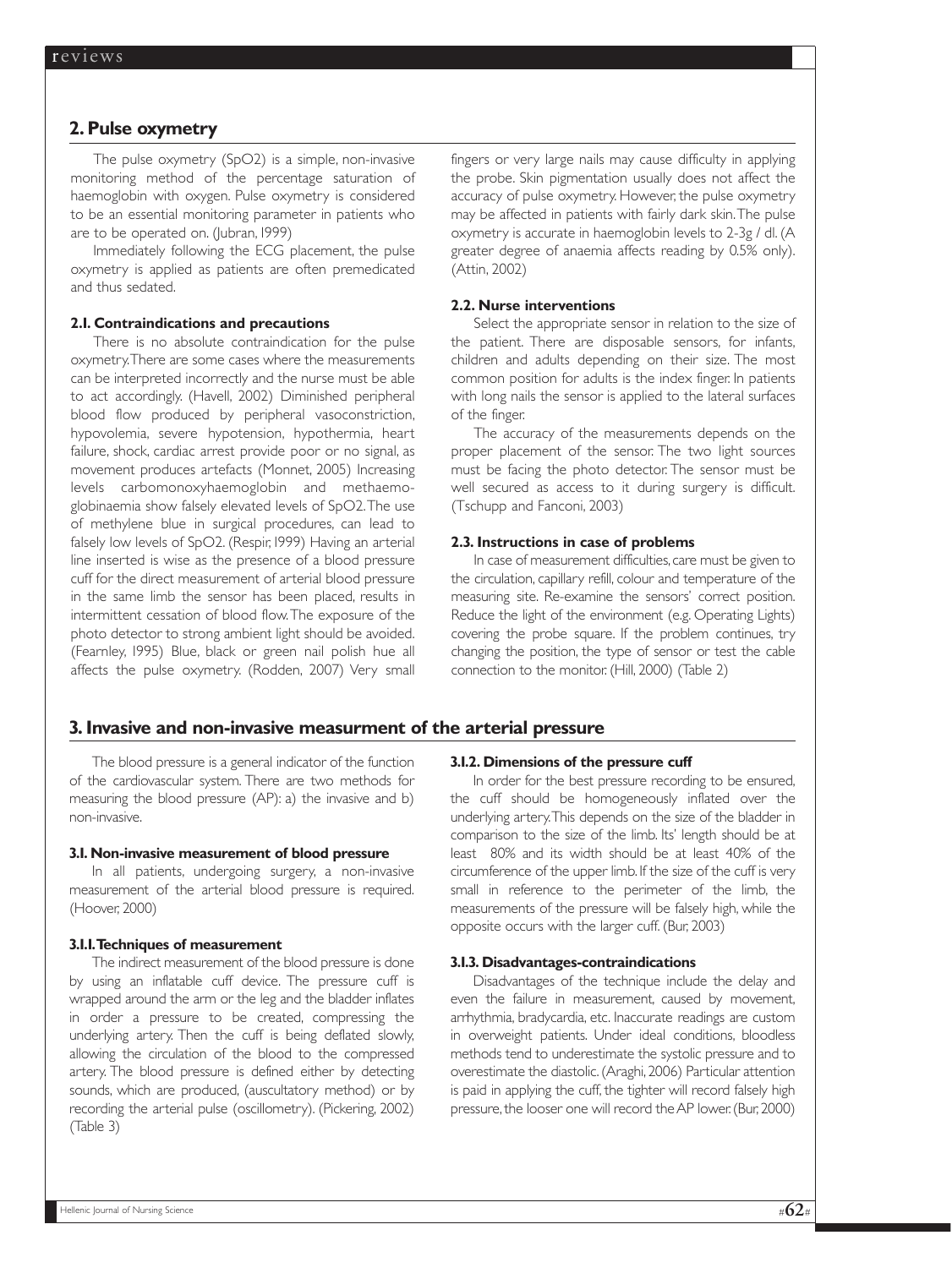## 2. Pulse oxymetry

The pulse oxymetry (SpO2) is a simple, non-invasive monitoring method of the percentage saturation of haemoglobin with oxygen. Pulse oxymetry is considered to be an essential monitoring parameter in patients who are to be operated on. (Jubran, 1999)

Immediately following the ECG placement, the pulse oxymetry is applied as patients are often premedicated and thus sedated.

### 2.1. Contraindications and precautions

There is no absolute contraindication for the pulse oxymetry. There are some cases where the measurements can be interpreted incorrectly and the nurse must be able to act accordingly. (Havell, 2002) Diminished peripheral blood flow produced by peripheral vasoconstriction, hypovolemia, severe hypotension, hypothermia, heart failure, shock, cardiac arrest provide poor or no signal, as movement produces artefacts (Monnet, 2005) Increasing levels carbomonoxyhaemoglobin and methaemoglobinaemia show falsely elevated levels of SpO2. The use of methylene blue in surgical procedures, can lead to falsely low levels of SpO2. (Respir, 1999) Having an arterial line inserted is wise as the presence of a blood pressure cuff for the direct measurement of arterial blood pressure in the same limb the sensor has been placed, results in intermittent cessation of blood flow. The exposure of the photo detector to strong ambient light should be avoided. (Fearnley, 1995) Blue, black or green nail polish hue all affects the pulse oxymetry. (Rodden, 2007) Very small fingers or very large nails may cause difficulty in applying the probe. Skin pigmentation usually does not affect the accuracy of pulse oxymetry. However, the pulse oxymetry may be affected in patients with fairly dark skin. The pulse oxymetry is accurate in haemoglobin levels to 2-3g / dl. (A greater degree of anaemia affects reading by 0.5% only). (Attin, 2002)

### 2.2. Nurse interventions

Select the appropriate sensor in relation to the size of the patient. There are disposable sensors, for infants, children and adults depending on their size. The most common position for adults is the index finger. In patients with long nails the sensor is applied to the lateral surfaces of the finger.

The accuracy of the measurements depends on the proper placement of the sensor. The two light sources must be facing the photo detector. The sensor must be well secured as access to it during surgery is difficult. (Tschupp and Fanconi, 2003)

### 2.3. Instructions in case of problems

In case of measurement difficulties, care must be given to the circulation, capillary refill, colour and temperature of the measuring site. Re-examine the sensors' correct position. Reduce the light of the environment (e.g. Operating Lights) covering the probe square. If the problem continues, try changing the position, the type of sensor or test the cable connection to the monitor. (Hill, 2000) (Table 2)

## 3. Invasive and non-invasive measurment of the arterial pressure

The blood pressure is a general indicator of the function of the cardiovascular system. There are two methods for measuring the blood pressure (AP): a) the invasive and b) non-invasive.

### 3.1. Non-invasive measurement of blood pressure

In all patients, undergoing surgery, a non-invasive measurement of the arterial blood pressure is required. (Hoover, 2000)

#### 3.1.1. Techniques of measurement

The indirect measurement of the blood pressure is done by using an inflatable cuff device. The pressure cuff is wrapped around the arm or the leg and the bladder inflates in order a pressure to be created, compressing the underlying artery. Then the cuff is being deflated slowly, allowing the circulation of the blood to the compressed artery. The blood pressure is defined either by detecting sounds, which are produced, (auscultatory method) or by recording the arterial pulse (oscillometry). (Pickering, 2002) (Table 3)

#### 3.1.2. Dimensions of the pressure cuff

In order for the best pressure recording to be ensured, the cuff should be homogeneously inflated over the underlying artery. This depends on the size of the bladder in comparison to the size of the limb. Its' length should be at least 80% and its width should be at least 40% of the circumference of the upper limb. If the size of the cuff is very small in reference to the perimeter of the limb, the measurements of the pressure will be falsely high, while the opposite occurs with the larger cuff. (Bur, 2003)

#### 3.1.3. Disadvantages-contraindications

Disadvantages of the technique include the delay and even the failure in measurement, caused by movement, arrhythmia, bradycardia, etc. Inaccurate readings are custom in overweight patients. Under ideal conditions, bloodless methods tend to underestimate the systolic pressure and to overestimate the diastolic. (Araghi, 2006) Particular attention is paid in applying the cuff, the tighter will record falsely high pressure, the looser one will record the AP lower. (Bur, 2000)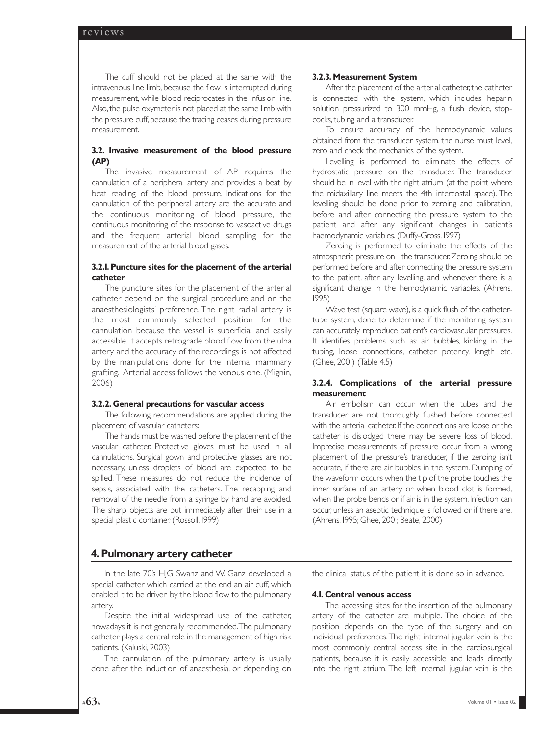The cuff should not be placed at the same with the intravenous line limb, because the flow is interrupted during measurement, while blood reciprocates in the infusion line. Also, the pulse oxymeter is not placed at the same limb with the pressure cuff, because the tracing ceases during pressure measurement.

### 3.2. Invasive measurement of the blood pressure (AP)

The invasive measurement of AP requires the cannulation of a peripheral artery and provides a beat by beat reading of the blood pressure. Indications for the cannulation of the peripheral artery are the accurate and the continuous monitoring of blood pressure, the continuous monitoring of the response to vasoactive drugs and the frequent arterial blood sampling for the measurement of the arterial blood gases.

#### 3.2.1. Puncture sites for the placement of the arterial catheter

The puncture sites for the placement of the arterial catheter depend on the surgical procedure and on the anaesthesiologists' preference. The right radial artery is the most commonly selected position for the cannulation because the vessel is superficial and easily accessible, it accepts retrograde blood flow from the ulna artery and the accuracy of the recordings is not affected by the manipulations done for the internal mammary grafting. Arterial access follows the venous one. (Mignin, 2006)

#### 3.2.2. General precautions for vascular access

The following recommendations are applied during the placement of vascular catheters:

The hands must be washed before the placement of the vascular catheter. Protective gloves must be used in all cannulations. Surgical gown and protective glasses are not necessary, unless droplets of blood are expected to be spilled. These measures do not reduce the incidence of sepsis, associated with the catheters. The recapping and removal of the needle from a syringe by hand are avoided. The sharp objects are put immediately after their use in a special plastic container. (Rossoll, 1999)

#### 3.2.3. Measurement System

After the placement of the arterial catheter, the catheter is connected with the system, which includes heparin solution pressurized to 300 mmHg, a flush device, stopcocks, tubing and a transducer.

To ensure accuracy of the hemodynamic values obtained from the transducer system, the nurse must level, zero and check the mechanics of the system.

Levelling is performed to eliminate the effects of hydrostatic pressure on the transducer. The transducer should be in level with the right atrium (at the point where the midaxillary line meets the 4th intercostal space). The levelling should be done prior to zeroing and calibration, before and after connecting the pressure system to the patient and after any significant changes in patient's haemodynamic variables. (Duffy-Gross, 1997)

Zeroing is performed to eliminate the effects of the atmospheric pressure on the transducer. Zeroing should be performed before and after connecting the pressure system to the patient, after any levelling, and whenever there is a significant change in the hemodynamic variables. (Ahrens, 1995)

Wave test (square wave), is a quick flush of the catheter-tube system, done to determine if the monitoring system can accurately reproduce patient's cardiovascular pressures. It identifies problems such as: air bubbles, kinking in the tubing, loose connections, catheter potency, length etc. (Ghee, 2001) (Table 4.5)

#### 3.2.4. Complications of the arterial pressure measurement

Air embolism can occur when the tubes and the transducer are not thoroughly flushed before connected with the arterial catheter. If the connections are loose or the catheter is dislodged there may be severe loss of blood. Imprecise measurements of pressure occur from a wrong placement of the pressure's transducer, if the zeroing isn't accurate, if there are air bubbles in the system. Dumping of the waveform occurs when the tip of the probe touches the inner surface of an artery or when blood clot is formed, when the probe bends or if air is in the system. Infection can occur, unless an aseptic technique is followed or if there are. (Ahrens, 1995; Ghee, 2001; Beate, 2000)

## 4. Pulmonary artery catheter

In the late 70's HJG Swanz and W. Ganz developed a special catheter which carried at the end an air cuff, which enabled it to be driven by the blood flow to the pulmonary artery.

Despite the initial widespread use of the catheter, nowadays it is not generally recommended. The pulmonary catheter plays a central role in the management of high risk patients. (Kaluski, 2003)

The cannulation of the pulmonary artery is usually done after the induction of anaesthesia, or depending on the clinical status of the patient it is done so in advance.

### 4.1. Central venous access

The accessing sites for the insertion of the pulmonary artery of the catheter are multiple. The choice of the position depends on the type of the surgery and on individual preferences. The right internal jugular vein is the most commonly central access site in the cardiosurgical patients, because it is easily accessible and leads directly into the right atrium. The left internal jugular vein is the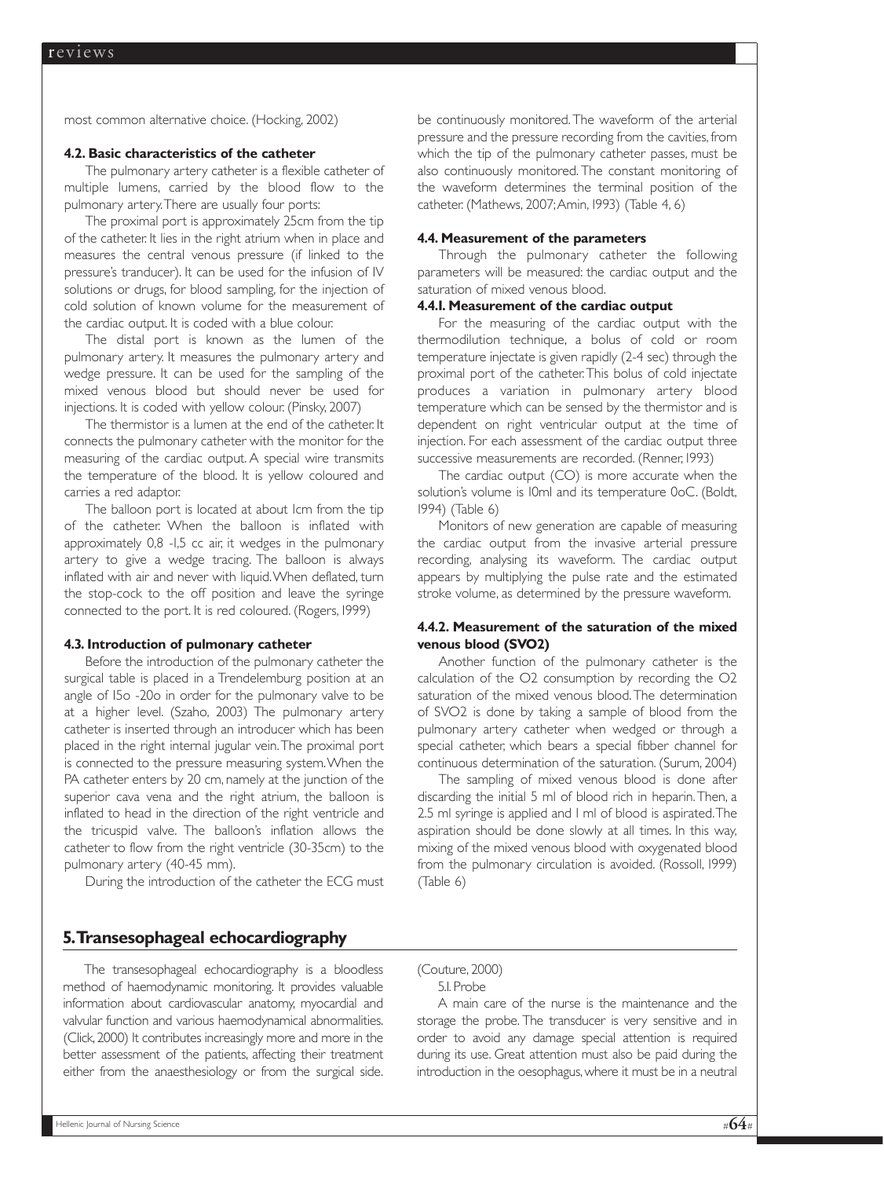most common alternative choice. (Hocking, 2002)

### 4.2. Basic characteristics of the catheter

The pulmonary artery catheter is a flexible catheter of multiple lumens, carried by the blood flow to the pulmonary artery. There are usually four ports:

The proximal port is approximately 25cm from the tip of the catheter. It lies in the right atrium when in place and measures the central venous pressure (if linked to the pressure's tranducer). It can be used for the infusion of IV solutions or drugs, for blood sampling, for the injection of cold solution of known volume for the measurement of the cardiac output. It is coded with a blue colour.

The distal port is known as the lumen of the pulmonary artery. It measures the pulmonary artery and wedge pressure. It can be used for the sampling of the mixed venous blood but should never be used for injections. It is coded with yellow colour. (Pinsky, 2007)

The thermistor is a lumen at the end of the catheter. It connects the pulmonary catheter with the monitor for the measuring of the cardiac output. A special wire transmits the temperature of the blood. It is yellow coloured and carries a red adaptor.

The balloon port is located at about 1cm from the tip of the catheter. When the balloon is inflated with approximately 0,8 -1,5 cc air, it wedges in the pulmonary artery to give a wedge tracing. The balloon is always inflated with air and never with liquid. When deflated, turn the stop-cock to the off position and leave the syringe connected to the port. It is red coloured. (Rogers, 1999)

### 4.3. Introduction of pulmonary catheter

Before the introduction of the pulmonary catheter the surgical table is placed in a Trendelemburg position at an angle of 15o -20o in order for the pulmonary valve to be at a higher level. (Szaho, 2003) The pulmonary artery catheter is inserted through an introducer which has been placed in the right internal jugular vein. The proximal port is connected to the pressure measuring system. When the PA catheter enters by 20 cm, namely at the junction of the superior cava vena and the right atrium, the balloon is inflated to head in the direction of the right ventricle and the tricuspid valve. The balloon's inflation allows the catheter to flow from the right ventricle (30-35cm) to the pulmonary artery (40-45 mm).

During the introduction of the catheter the ECG must be continuously monitored. The waveform of the arterial pressure and the pressure recording from the cavities, from which the tip of the pulmonary catheter passes, must be also continuously monitored. The constant monitoring of the waveform determines the terminal position of the catheter. (Mathews, 2007; Amin, 1993) (Table 4, 6)

### 4.4. Measurement of the parameters

Through the pulmonary catheter the following parameters will be measured: the cardiac output and the saturation of mixed venous blood.

#### 4.4.1. Measurement of the cardiac output

For the measuring of the cardiac output with the thermodilution technique, a bolus of cold or room temperature injectate is given rapidly (2-4 sec) through the proximal port of the catheter. This bolus of cold injectate produces a variation in pulmonary artery blood temperature which can be sensed by the thermistor and is dependent on right ventricular output at the time of injection. For each assessment of the cardiac output three successive measurements are recorded. (Renner, 1993)

The cardiac output (CO) is more accurate when the solution's volume is 10ml and its temperature 0oC. (Boldt, 1994) (Table 6)

Monitors of new generation are capable of measuring the cardiac output from the invasive arterial pressure recording, analysing its waveform. The cardiac output appears by multiplying the pulse rate and the estimated stroke volume, as determined by the pressure waveform.

#### 4.4.2. Measurement of the saturation of the mixed venous blood (SVO2)

Another function of the pulmonary catheter is the calculation of the $O_2$ consumption by recording the $O_2$ saturation of the mixed venous blood. The determination of SVO2 is done by taking a sample of blood from the pulmonary artery catheter when wedged or through a special catheter, which bears a special fibber channel for continuous determination of the saturation. (Surum, 2004)

The sampling of mixed venous blood is done after discarding the initial 5 ml of blood rich in heparin. Then, a 2.5 ml syringe is applied and 1 ml of blood is aspirated. The aspiration should be done slowly at all times. In this way, mixing of the mixed venous blood with oxygenated blood from the pulmonary circulation is avoided. (Rossoll, 1999) (Table 6)

## 5. Transesophageal echocardiography

The transesophageal echocardiography is a bloodless method of haemodynamic monitoring. It provides valuable information about cardiovascular anatomy, myocardial and valvular function and various haemodynamical abnormalities. (Click, 2000) It contributes increasingly more and more in the better assessment of the patients, affecting their treatment either from the anaesthesiology or from the surgical side. (Couture, 2000)

5.1. Probe

A main care of the nurse is the maintenance and the storage the probe. The transducer is very sensitive and in order to avoid any damage special attention is required during its use. Great attention must also be paid during the introduction in the oesophagus, where it must be in a neutral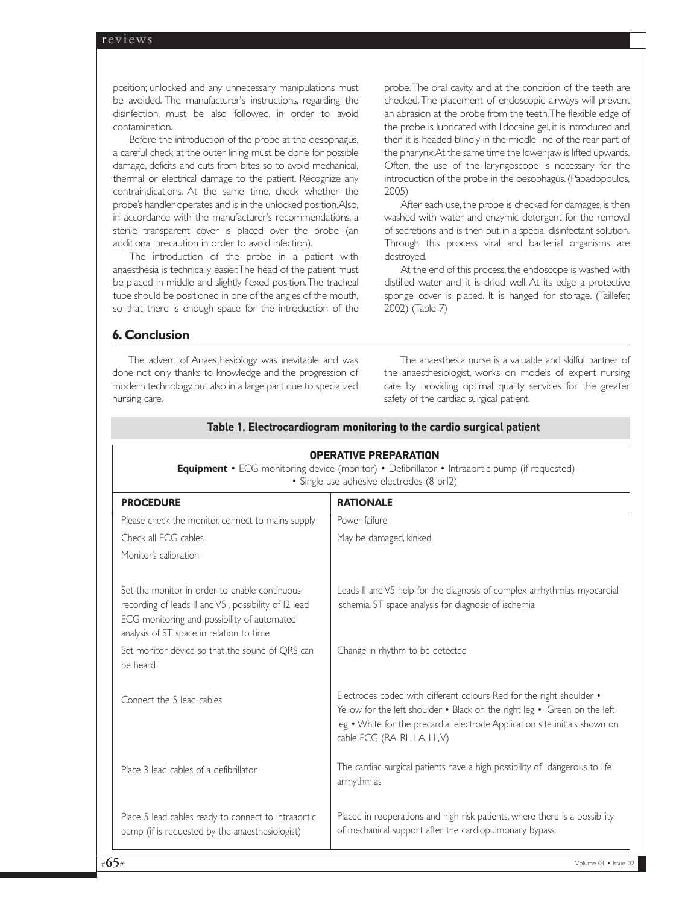position; unlocked and any unnecessary manipulations must be avoided. The manufacturer's instructions, regarding the disinfection, must be also followed, in order to avoid contamination.

Before the introduction of the probe at the oesophagus, a careful check at the outer lining must be done for possible damage, deficits and cuts from bites so to avoid mechanical, thermal or electrical damage to the patient. Recognize any contraindications. At the same time, check whether the probe's handler operates and is in the unlocked position. Also, in accordance with the manufacturer's recommendations, a sterile transparent cover is placed over the probe (an additional precaution in order to avoid infection).

The introduction of the probe in a patient with anaesthesia is technically easier. The head of the patient must be placed in middle and slightly flexed position. The tracheal tube should be positioned in one of the angles of the mouth, so that there is enough space for the introduction of the probe. The oral cavity and at the condition of the teeth are checked. The placement of endoscopic airways will prevent an abrasion at the probe from the teeth. The flexible edge of the probe is lubricated with lidocaine gel, it is introduced and then it is headed blindly in the middle line of the rear part of the pharynx. At the same time the lower jaw is lifted upwards. Often, the use of the laryngoscope is necessary for the introduction of the probe in the oesophagus. (Papadopoulos, 2005)

After each use, the probe is checked for damages, is then washed with water and enzymic detergent for the removal of secretions and is then put in a special disinfectant solution. Through this process viral and bacterial organisms are destroyed.

At the end of this process, the endoscope is washed with distilled water and it is dried well. At its edge a protective sponge cover is placed. It is hanged for storage. (Taillefer, 2002) (Table 7)

## 6. Conclusion

The advent of Anaesthesiology was inevitable and was done not only thanks to knowledge and the progression of modern technology, but also in a large part due to specialized nursing care.

The anaesthesia nurse is a valuable and skilful partner of the anaesthesiologist, works on models of expert nursing care by providing optimal quality services for the greater safety of the cardiac surgical patient.

**Table 1. Electrocardiogram monitoring to the cardio surgical patient**

**OPERATIVE PREPARATION**

**Equipment** • ECG monitoring device (monitor) • Defibrillator • Intraaortic pump (if requested) • Single use adhesive electrodes (8 or12)

| PROCEDURE | RATIONALE |
|---|---|
| Please check the monitor, connect to mains supply | Power failure |
| Check all ECG cables | May be damaged, kinked |
| Monitor's calibration | |
| Set the monitor in order to enable continuous recording of leads II and V5 , possibility of 12 lead ECG monitoring and possibility of automated analysis of ST space in relation to time | Leads II and V5 help for the diagnosis of complex arrhythmias, myocardial ischemia. ST space analysis for diagnosis of ischemia |
| Set monitor device so that the sound of QRS can be heard | Change in rhythm to be detected |
| Connect the 5 lead cables | Electrodes coded with different colours Red for the right shoulder • Yellow for the left shoulder • Black on the right leg • Green on the left leg • White for the precardial electrode Application site initials shown on cable ECG (RA, RL, LA, LL, V) |
| Place 3 lead cables of a defibrillator | The cardiac surgical patients have a high possibility of dangerous to life arrhythmias |
| Place 5 lead cables ready to connect to intraaortic pump (if is requested by the anaesthesiologist) | Placed in reoperations and high risk patients, where there is a possibility of mechanical support after the cardiopulmonary bypass. |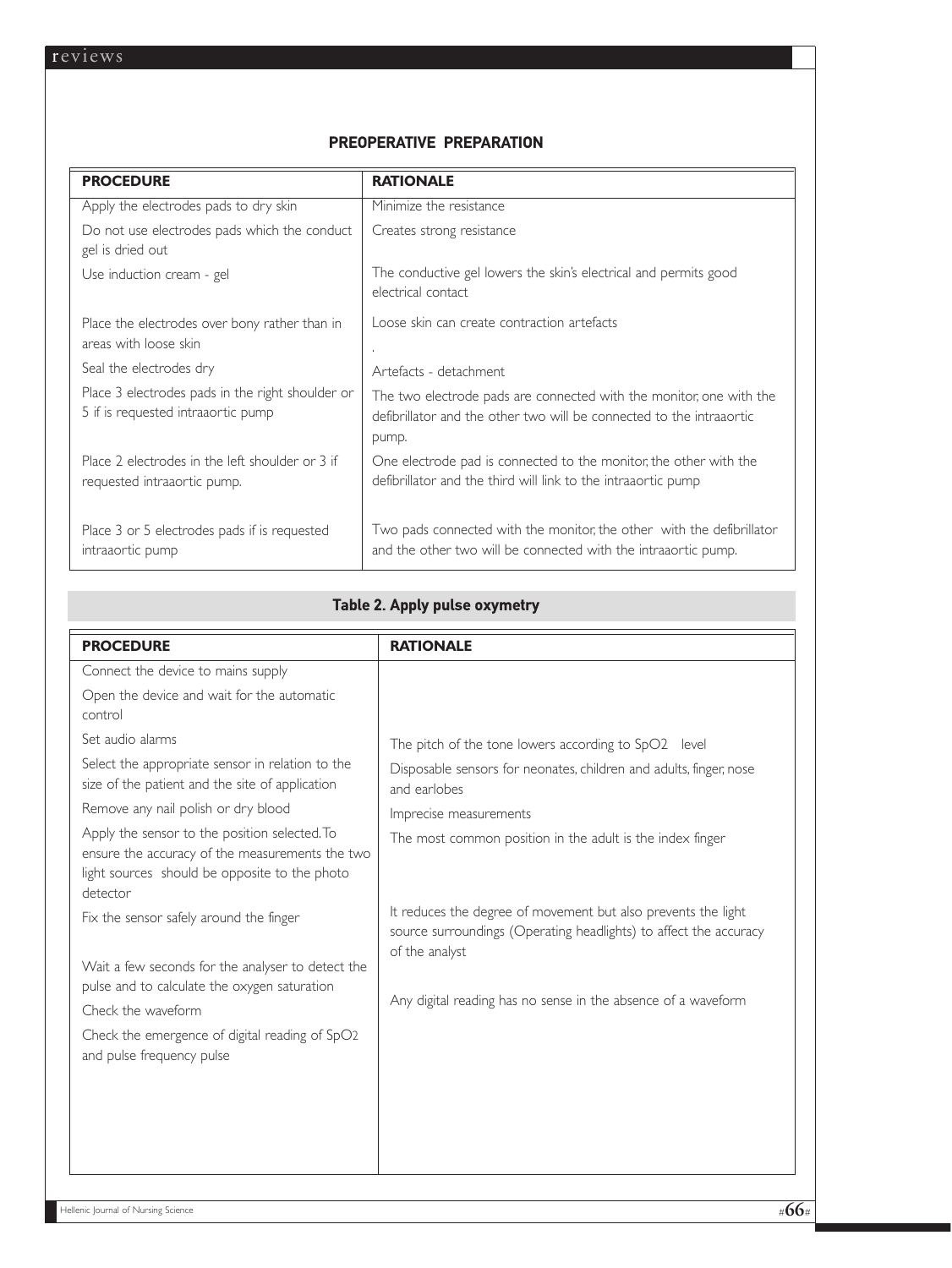## PREOPERATIVE PREPARATION

| PROCEDURE | RATIONALE |
|---|---|
| Apply the electrodes pads to dry skin | Minimize the resistance |
| Do not use electrodes pads which the conduct gel is dried out | Creates strong resistance |
| Use induction cream - gel | The conductive gel lowers the skin's electrical and permits good electrical contact |
| Place the electrodes over bony rather than in areas with loose skin | Loose skin can create contraction artefacts<br>. |
| Seal the electrodes dry | Artefacts - detachment |
| Place 3 electrodes pads in the right shoulder or 5 if is requested intraaortic pump | The two electrode pads are connected with the monitor, one with the defibrillator and the other two will be connected to the intraaortic pump. |
| Place 2 electrodes in the left shoulder or 3 if requested intraaortic pump. | One electrode pad is connected to the monitor, the other with the defibrillator and the third will link to the intraaortic pump |
| Place 3 or 5 electrodes pads if is requested intraaortic pump | Two pads connected with the monitor, the other with the defibrillator and the other two will be connected with the intraaortic pump. |

**Table 2. Apply pulse oxymetry**

| PROCEDURE | RATIONALE |
|---|---|
| Connect the device to mains supply | |
| Open the device and wait for the automatic control | |
| Set audio alarms | The pitch of the tone lowers according to $SpO_2$ level |
| Select the appropriate sensor in relation to the size of the patient and the site of application | Disposable sensors for neonates, children and adults, finger, nose and earlobes |
| Remove any nail polish or dry blood | Imprecise measurements |
| Apply the sensor to the position selected. To ensure the accuracy of the measurements the two light sources should be opposite to the photo detector | The most common position in the adult is the index finger |
| Fix the sensor safely around the finger | It reduces the degree of movement but also prevents the light source surroundings (Operating headlights) to affect the accuracy of the analyst |
| Wait a few seconds for the analyser to detect the pulse and to calculate the oxygen saturation | |
| Check the waveform | Any digital reading has no sense in the absence of a waveform |
| Check the emergence of digital reading of $SpO_2$ and pulse frequency pulse | |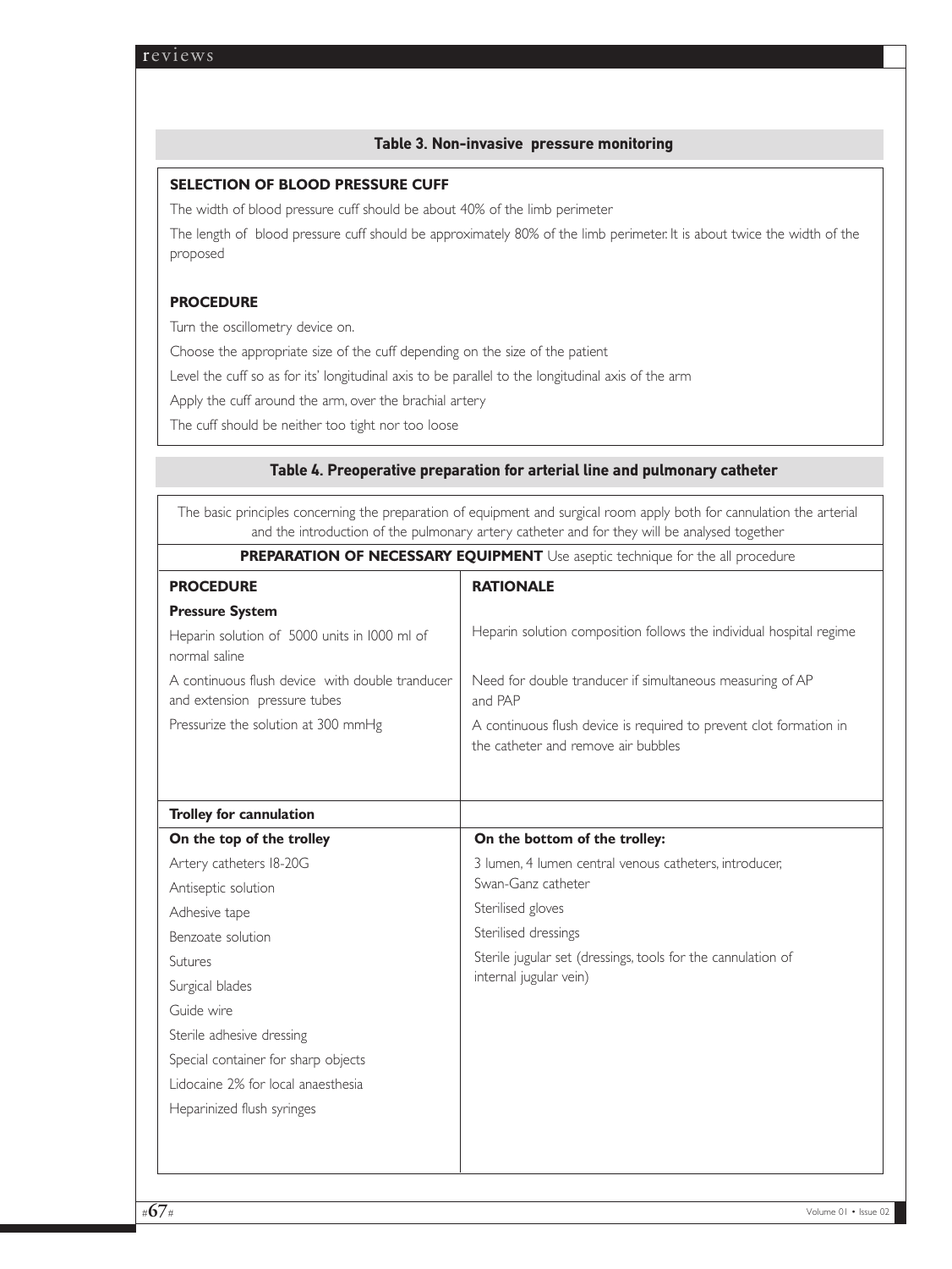**Table 3. Non-invasive pressure monitoring**

**SELECTION OF BLOOD PRESSURE CUFF**

The width of blood pressure cuff should be about 40% of the limb perimeter

The length of blood pressure cuff should be approximately 80% of the limb perimeter. It is about twice the width of the proposed

**PROCEDURE**

Turn the oscillometry device on.

Choose the appropriate size of the cuff depending on the size of the patient

Level the cuff so as for its' longitudinal axis to be parallel to the longitudinal axis of the arm

Apply the cuff around the arm, over the brachial artery

The cuff should be neither too tight nor too loose

**Table 4. Preoperative preparation for arterial line and pulmonary catheter**

The basic principles concerning the preparation of equipment and surgical room apply both for cannulation the arterial and the introduction of the pulmonary artery catheter and for they will be analysed together

**PREPARATION OF NECESSARY EQUIPMENT** Use aseptic technique for the all procedure

| PROCEDURE | RATIONALE |
|---|---|
| **Pressure System** | |
| Heparin solution of 5000 units in 1000 ml of normal saline | Heparin solution composition follows the individual hospital regime |
| A continuous flush device with double tranducer and extension pressure tubes | Need for double tranducer if simultaneous measuring of AP and PAP |
| Pressurize the solution at 300 mmHg | A continuous flush device is required to prevent clot formation in the catheter and remove air bubbles |
| **Trolley for cannulation** | |
| **On the top of the trolley** | **On the bottom of the trolley:** |
| Artery catheters 18-20G | 3 lumen, 4 lumen central venous catheters, introducer, Swan-Ganz catheter |
| Antiseptic solution | Sterilised gloves |
| Adhesive tape | Sterilised dressings |
| Benzoate solution | Sterile jugular set (dressings, tools for the cannulation of internal jugular vein) |
| Sutures | |
| Surgical blades | |
| Guide wire | |
| Sterile adhesive dressing | |
| Special container for sharp objects | |
| Lidocaine 2% for local anaesthesia | |
| Heparinized flush syringes | |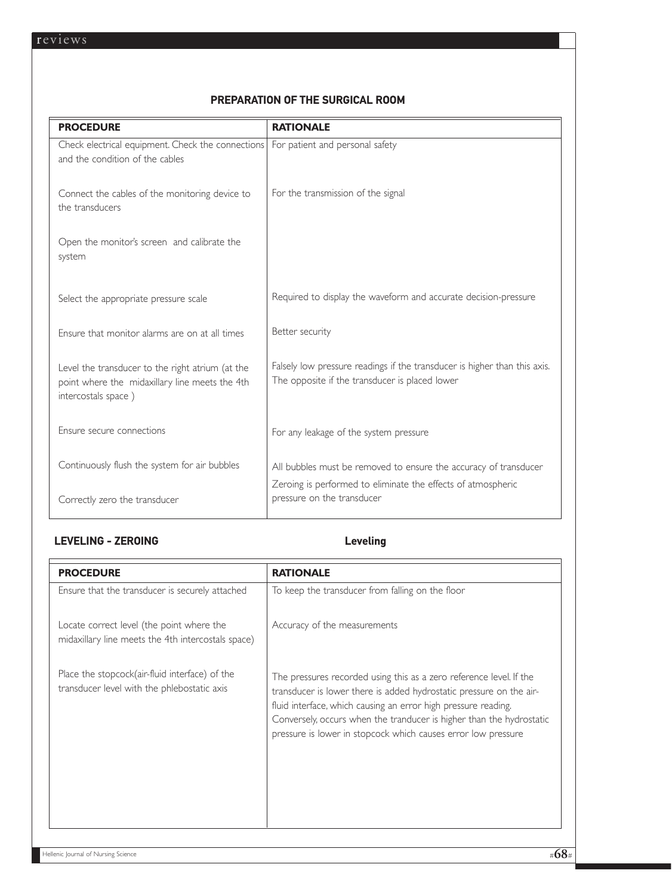## PREPARATION OF THE SURGICAL ROOM

| PROCEDURE | RATIONALE |
| --- | --- |
| Check electrical equipment. Check the connections and the condition of the cables | For patient and personal safety |
| Connect the cables of the monitoring device to the transducers | For the transmission of the signal |
| Open the monitor's screen and calibrate the system | |
| Select the appropriate pressure scale | Required to display the waveform and accurate decision-pressure |
| Ensure that monitor alarms are on at all times | Better security |
| Level the transducer to the right atrium (at the point where the midaxillary line meets the 4th intercostals space ) | Falsely low pressure readings if the transducer is higher than this axis. The opposite if the transducer is placed lower |
| Ensure secure connections | For any leakage of the system pressure |
| Continuously flush the system for air bubbles | All bubbles must be removed to ensure the accuracy of transducer |
| Correctly zero the transducer | Zeroing is performed to eliminate the effects of atmospheric pressure on the transducer |

## LEVELING - ZEROING

### Leveling

| PROCEDURE | RATIONALE |
| --- | --- |
| Ensure that the transducer is securely attached | To keep the transducer from falling on the floor |
| Locate correct level (the point where the midaxillary line meets the 4th intercostals space) | Accuracy of the measurements |
| Place the stopcock(air-fluid interface) of the transducer level with the phlebostatic axis | The pressures recorded using this as a zero reference level. If the transducer is lower there is added hydrostatic pressure on the air-fluid interface, which causing an error high pressure reading. Conversely, occurs when the tranducer is higher than the hydrostatic pressure is lower in stopcock which causes error low pressure |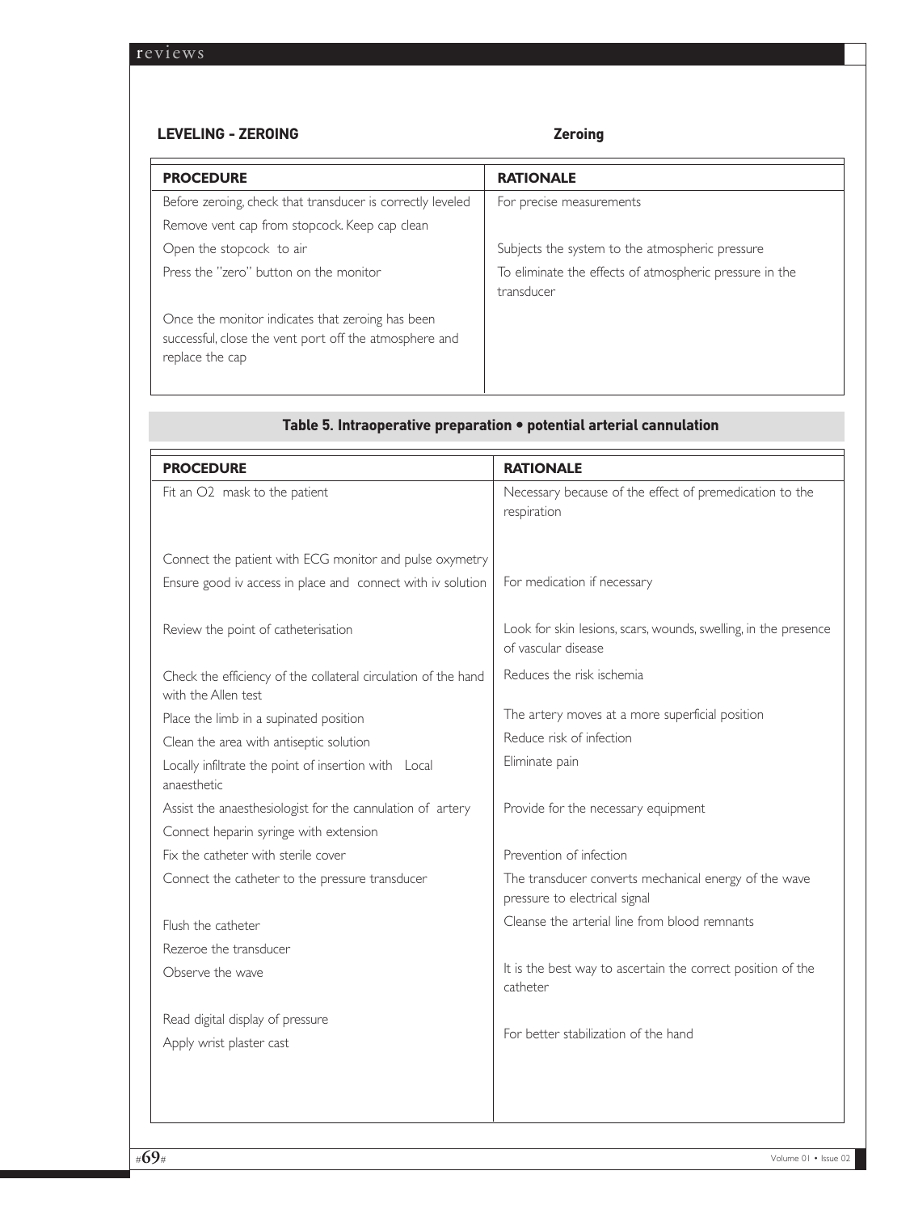### LEVELING - ZEROING

### Zeroing

| PROCEDURE | RATIONALE |
|---|---|
| Before zeroing, check that transducer is correctly leveled | For precise measurements |
| Remove vent cap from stopcock. Keep cap clean | |
| Open the stopcock to air | Subjects the system to the atmospheric pressure |
| Press the "zero" button on the monitor | To eliminate the effects of atmospheric pressure in the transducer |
| Once the monitor indicates that zeroing has been successful, close the vent port off the atmosphere and replace the cap | |

**Table 5. Intraoperative preparation • potential arterial cannulation**

| PROCEDURE | RATIONALE |
|---|---|
| Fit an O2 mask to the patient | Necessary because of the effect of premedication to the respiration |
| Connect the patient with ECG monitor and pulse oxymetry | |
| Ensure good iv access in place and connect with iv solution | For medication if necessary |
| Review the point of catheterisation | Look for skin lesions, scars, wounds, swelling, in the presence of vascular disease |
| Check the efficiency of the collateral circulation of the hand with the Allen test | Reduces the risk ischemia |
| Place the limb in a supinated position | The artery moves at a more superficial position |
| Clean the area with antiseptic solution | Reduce risk of infection |
| Locally infiltrate the point of insertion with Local anaesthetic | Eliminate pain |
| Assist the anaesthesiologist for the cannulation of artery | Provide for the necessary equipment |
| Connect heparin syringe with extension | |
| Fix the catheter with sterile cover | Prevention of infection |
| Connect the catheter to the pressure transducer | The transducer converts mechanical energy of the wave pressure to electrical signal |
| Flush the catheter | Cleanse the arterial line from blood remnants |
| Rezeroe the transducer | |
| Observe the wave | It is the best way to ascertain the correct position of the catheter |
| Read digital display of pressure | |
| Apply wrist plaster cast | For better stabilization of the hand |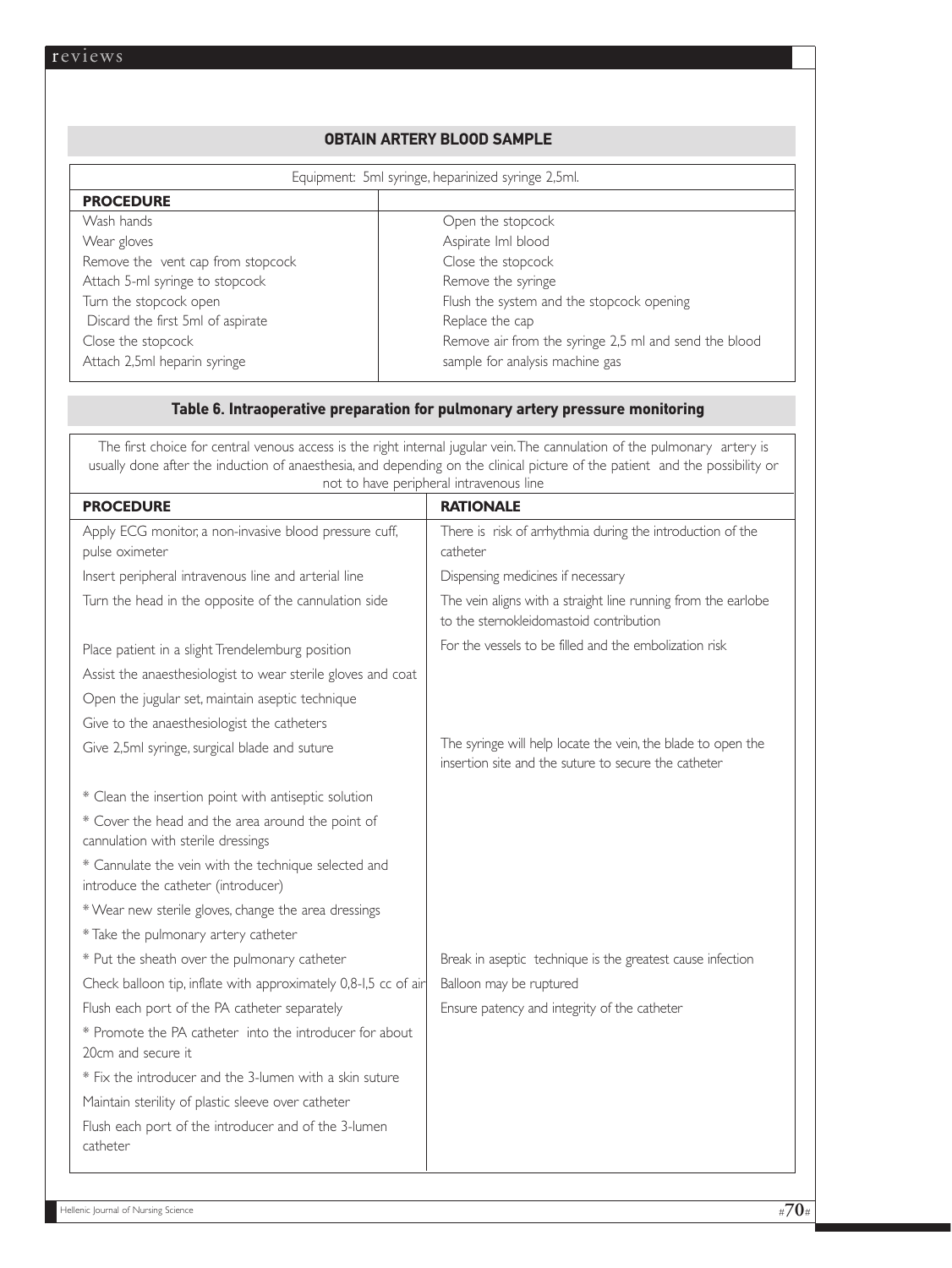### OBTAIN ARTERY BLOOD SAMPLE

| Equipment: 5ml syringe, heparinized syringe 2,5ml. | |
|---|---|
| **PROCEDURE** | |
| Wash hands | Open the stopcock |
| Wear gloves | Aspirate Iml blood |
| Remove the vent cap from stopcock | Close the stopcock |
| Attach 5-ml syringe to stopcock | Remove the syringe |
| Turn the stopcock open | Flush the system and the stopcock opening |
| Discard the first 5ml of aspirate | Replace the cap |
| Close the stopcock | Remove air from the syringe 2,5 ml and send the blood |
| Attach 2,5ml heparin syringe | sample for analysis machine gas |

### Table 6. Intraoperative preparation for pulmonary artery pressure monitoring

The first choice for central venous access is the right internal jugular vein. The cannulation of the pulmonary artery is usually done after the induction of anaesthesia, and depending on the clinical picture of the patient and the possibility or not to have peripheral intravenous line

| PROCEDURE | RATIONALE |
|---|---|
| Apply ECG monitor, a non-invasive blood pressure cuff, pulse oximeter | There is risk of arrhythmia during the introduction of the catheter |
| Insert peripheral intravenous line and arterial line | Dispensing medicines if necessary |
| Turn the head in the opposite of the cannulation side | The vein aligns with a straight line running from the earlobe to the sternokleidomastoid contribution |
| Place patient in a slight Trendelemburg position | For the vessels to be filled and the embolization risk |
| Assist the anaesthesiologist to wear sterile gloves and coat | |
| Open the jugular set, maintain aseptic technique | |
| Give to the anaesthesiologist the catheters | |
| Give 2,5ml syringe, surgical blade and suture | The syringe will help locate the vein, the blade to open the insertion site and the suture to secure the catheter |
| * Clean the insertion point with antiseptic solution | |
| * Cover the head and the area around the point of cannulation with sterile dressings | |
| * Cannulate the vein with the technique selected and introduce the catheter (introducer) | |
| * Wear new sterile gloves, change the area dressings | |
| * Take the pulmonary artery catheter | |
| * Put the sheath over the pulmonary catheter | Break in aseptic technique is the greatest cause infection |
| Check balloon tip, inflate with approximately 0,8-1,5 cc of air | Balloon may be ruptured |
| Flush each port of the PA catheter separately | Ensure patency and integrity of the catheter |
| * Promote the PA catheter into the introducer for about 20cm and secure it | |
| * Fix the introducer and the 3-lumen with a skin suture | |
| Maintain sterility of plastic sleeve over catheter | |
| Flush each port of the introducer and of the 3-lumen catheter | |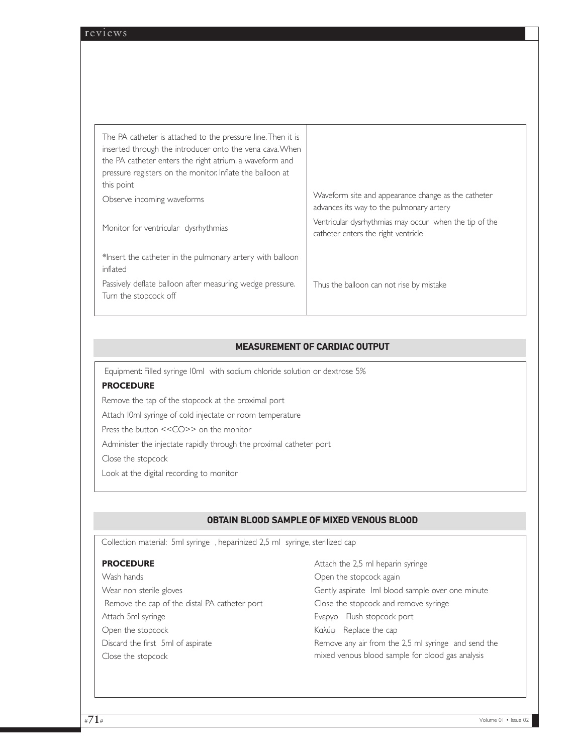| | |
|---|---|
| The PA catheter is attached to the pressure line. Then it is inserted through the introducer onto the vena cava. When the PA catheter enters the right atrium, a waveform and pressure registers on the monitor. Inflate the balloon at this point | |
| Observe incoming waveforms | Waveform site and appearance change as the catheter advances its way to the pulmonary artery |
| Monitor for ventricular dysrhythmias | Ventricular dysrhythmias may occur when the tip of the catheter enters the right ventricle |
| *Insert the catheter in the pulmonary artery with balloon inflated | |
| Passively deflate balloon after measuring wedge pressure. Turn the stopcock off | Thus the balloon can not rise by mistake |

## MEASUREMENT OF CARDIAC OUTPUT

Equipment: Filled syringe 10ml with sodium chloride solution or dextrose 5%

**PROCEDURE**

Remove the tap of the stopcock at the proximal port

Attach 10ml syringe of cold injectate or room temperature

Press the button <<CO>> on the monitor

Administer the injectate rapidly through the proximal catheter port

Close the stopcock

Look at the digital recording to monitor

## OBTAIN BLOOD SAMPLE OF MIXED VENOUS BLOOD

Collection material: 5ml syringe , heparinized 2,5 ml syringe, sterilized cap

**PROCEDURE**

Wash hands

Wear non sterile gloves

Remove the cap of the distal PA catheter port

Attach 5ml syringe

Open the stopcock

Discard the first 5ml of aspirate

Close the stopcock

Attach the 2,5 ml heparin syringe

Open the stopcock again

Gently aspirate 1ml blood sample over one minute

Close the stopcock and remove syringe

Ενεργο Flush stopcock port

Καλύψ Replace the cap

Remove any air from the 2,5 ml syringe and send the mixed venous blood sample for blood gas analysis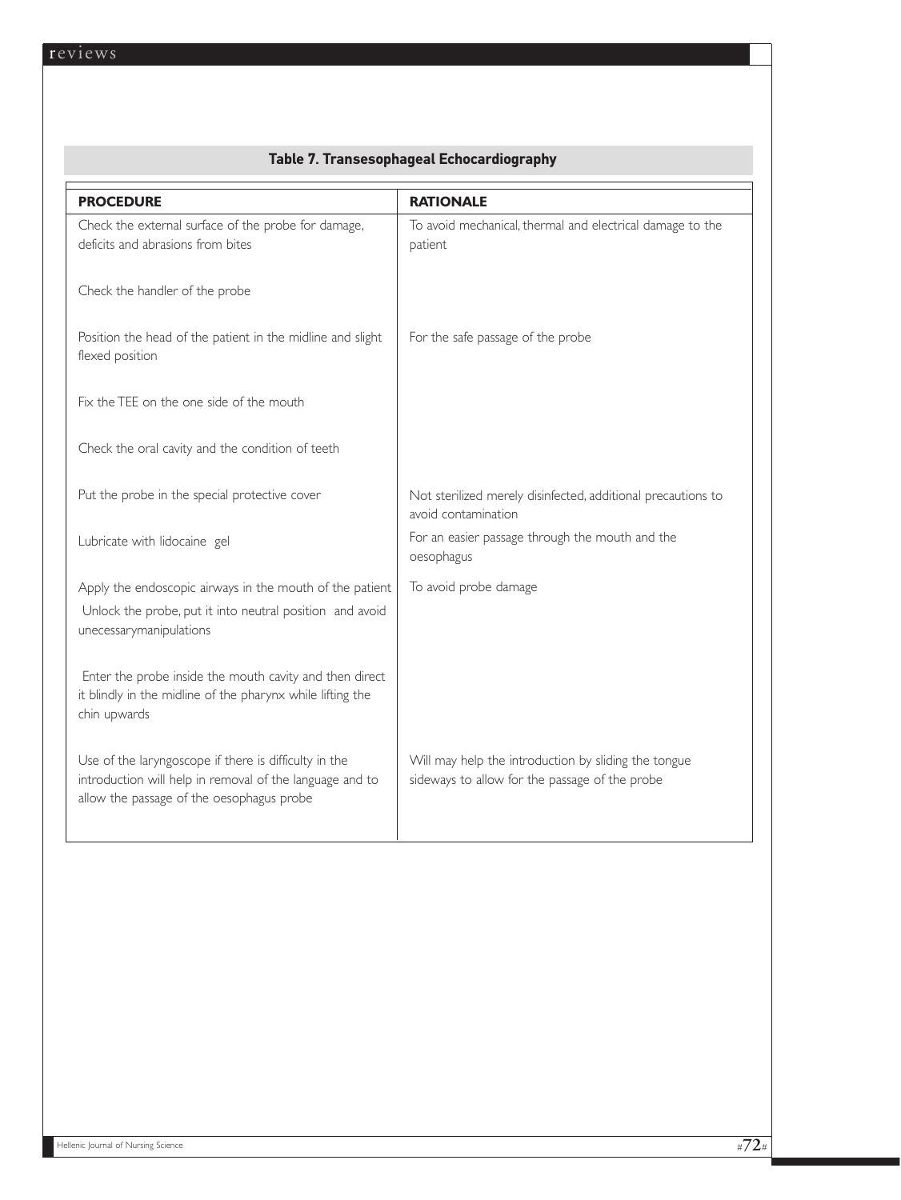**Table 7. Transesophageal Echocardiography**

| **PROCEDURE** | **RATIONALE** |
|---|---|
| Check the external surface of the probe for damage, deficits and abrasions from bites | To avoid mechanical, thermal and electrical damage to the patient |
| Check the handler of the probe | |
| Position the head of the patient in the midline and slight flexed position | For the safe passage of the probe |
| Fix the TEE on the one side of the mouth | |
| Check the oral cavity and the condition of teeth | |
| Put the probe in the special protective cover | Not sterilized merely disinfected, additional precautions to avoid contamination |
| Lubricate with lidocaine gel | For an easier passage through the mouth and the oesophagus |
| Apply the endoscopic airways in the mouth of the patient | To avoid probe damage |
| Unlock the probe, put it into neutral position and avoid unecessarymanipulations | |
| Enter the probe inside the mouth cavity and then direct it blindly in the midline of the pharynx while lifting the chin upwards | |
| Use of the laryngoscope if there is difficulty in the introduction will help in removal of the language and to allow the passage of the oesophagus probe | Will may help the introduction by sliding the tongue sideways to allow for the passage of the probe |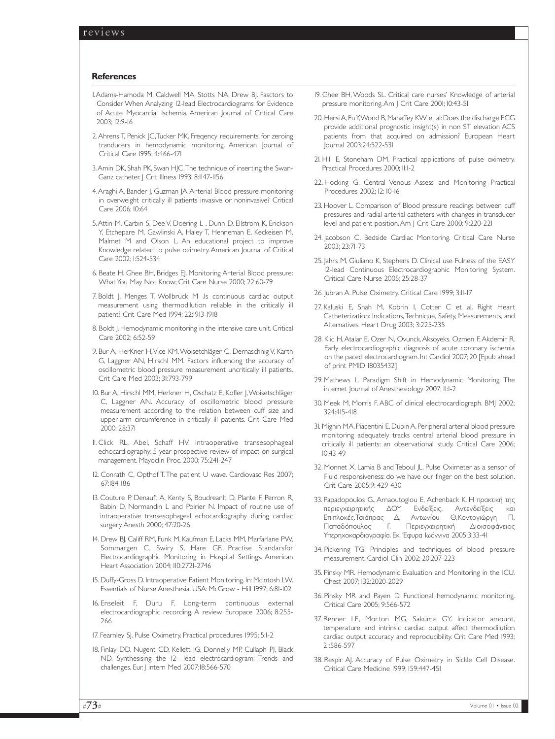## References

1. Adams-Hamoda M, Caldwell MA, Stotts NA, Drew BJ. Fasctors to Consider When Analyzing 12-lead Electrocardiograms for Evidence of Acute Myocardial Ischemia. American Journal of Critical Care 2003; 12:9-16
2. Ahrens T, Penick JC, Tucker MK. Freqency requirements for zeroing tranducers in hemodynamic monitoring. American Journal of Critical Care 1995; 4:466-471
3. Amin DK, Shah PK, Swan HJC. The technique of inserting the Swan-Ganz catheter. J Crit Illness 1993; 8:1147-1156
4. Araghi A, Bander J, Guzman JA. Arterial Blood pressure monitoring in overweight critically ill patients invasive or noninvasive? Critical Care 2006; 10:64
5. Attin M, Carbin S, Dee V, Doering L , Dunn D, Ellstrom K, Erickson Y, Etchepare M, Gawlinski A, Haley T, Henneman E, Keckeisen M, Malmet M and Olson L. An educational project to improve Knowledge related to pulse oximetry. American Journal of Critical Care 2002; 1:524-534
6. Beate H. Ghee BH, Bridges EJ. Monitoring Arterial Blood pressure: What You May Not Know; Crit Care Nurse 2000; 22:60-79
7. Boldt J, Menges T, Wollbruck M .Is continuous cardiac output measurement using thermodilution reliable in the critically ill patient? Crit Care Med 1994; 22:1913-1918
8. Boldt J. Hemodynamic monitoring in the intensive care unit. Critical Care 2002; 6:52-59
9. Bur A, HerKner H, Vice KM, Woisetschläger C, Dernaschnig V, Karth G, Laggner AN, Hirschl MM. Factors influencing the accuracy of oscillometric blood pressure measurement uncritically ill patients. Crit Care Med 2003; 31:793-799
10. Bur A, Hirschl MM, Herkner H, Oschatz E, Kofler J, Woisetschläger C, Laggner AN. Accuracy of oscillometric blood pressure measurement according to the relation between cuff size and upper-arm circumference in critically ill patients. Crit Care Med 2000; 28:371
11. Click RL, Abel, Schaff HV. Intraoperative transesophageal echocardiography: 5-year prospective review of impact on surgical management. Mayoclin Proc. 2000; 75:241-247
12. Conrath C, Opthof T. The patient U wave. Cardiovasc Res 2007; 67:184-186
13. Couture P, Denauft A, Kenty S, Boudreanlt D, Plante F, Perron R, Babin D, Normandin L and Poirier N. Impact of routine use of intraoperative transesophageal echocardiography during cardiac surgery. Anesth 2000; 47:20-26
14. Drew BJ, Califf RM, Funk M, Kaufman E, Lacks MM, Marfarlane PW, Sommargen C, Swiry S, Hare GF. Practise Standarsfor Electrocardiographic Monitoring in Hospital Settings. American Heart Association 2004; 110:2721-2746
15. Duffy-Gross D. Intraoperative Patient Monitoring. In: McIntosh LW. Essentials of Nurse Anesthesia. USA: McGrow - Hill 1997; 6:81-102
16. Enseleit F, Duru F. Long-term continuous external electrocardiographic recording. A review Europace 2006; 8:255-266
17. Fearnley SJ. Pulse Oximetry. Practical procedures 1995; 5:1-2
18. Finlay DD, Nugent CD, Kellett JG, Donnelly MP, Cullaph PJ, Black ND. Synthesising the 12- lead electrocardiogram: Trends and challenges. Eur. J intern Med 2007;18:566-570
19. Ghee BH, Woods SL. Critical care nurses' Knowledge of arterial pressure monitoring. Am J Crit Care 2001; 10:43-51
20. Hersi A, Fu Y, Wond B, Mahaffey KW et al: Does the discharge ECG provide additional prognostic insight(s) in non ST elevation ACS patients from that acquired on admission? European Heart Journal 2003;24:522-531
21. Hill E, Stoneham DM. Practical applications of; pulse oximetry. Practical Procedures 2000; 11:1-2
22. Hocking G. Central Venous Assess and Monitoring Practical Procedures 2002; 12: 10-16
23. Hoover L. Comparison of Blood pressure readings between cuff pressures and radial arterial catheters with changes in transducer level and patient position. Am J Crit Care 2000; 9:220-221
24. Jacobson C. Bedside Cardiac Monitoring. Critical Care Nurse 2003; 23:71-73
25. Jahrs M, Giuliano K, Stephens D. Clinical use Fulness of the EASY 12-lead Continuous Electrocardiographic Monitoring System. Critical Care Nurse 2005; 25:28-37
26. Jubran A. Pulse Oximetry. Critical Care 1999; 3:11-17
27. Kaluski E, Shah M, Kobrin I, Cotter C et al. Right Heart Catheterization: Indications, Technique, Safety, Measurements, and Alternatives. Heart Drug 2003; 3:225-235
28. Klic H, Atalar E. Ozer N, Ovunck, Aksoyeks. Ozmen F, Akdemir R. Early electrocardiographic diagnosis of acute coronary ischemia on the paced electrocardiogram. Int Cardiol 2007; 20 [Epub ahead of print PMID 18035432]
29. Mathews L. Paradigm Shift in Hemodynamic Monitoring. The internet Journal of Anesthesiology 2007; 11:1-2
30. Meek M, Morris F. ABC of clinical electrocardiograph. BMJ 2002; 324:415-418
31. Mignin MA, Piacentini E, Dubin A. Peripheral arterial blood pressure monitoring adequately tracks central arterial blood pressure in critically ill patients: an observational study. Critical Care 2006; 10:43-49
32. Monnet X, Lamia B and Teboul JL. Pulse Oximeter as a sensor of Fluid responsiveness: do we have our finger on the best solution. Crit Care 2005;9: 429-430
33. Papadopoulos G., Arnaoutoglou E, Achenback K. Η πρακτική της περιεγχειρητικής ΔΟΥ. Ενδείξεις, Αντενδείξεις και Επιπλοκές. Τσιάπρας Δ, Αντωνίου Θ, Κοντογιώργη Π, Παπαδόπουλος Γ. Περιεγχειρητική Διοισοφάγειος Υπερηχοκαρδιογραφία. Εκ. Έφυρα Ιωάννινα 2005;3:33-41
34. Pickering TG. Principles and techniques of blood pressure measurement. Cardiol Clin 2002; 20:207-223
35. Pinsky MR. Hemodynamic Evaluation and Monitoring in the ICU. Chest 2007; 132:2020-2029
36. Pinsky MR and Payen D. Functional hemodynamic monitoring. Critical Care 2005; 9:566-572
37. Renner LE, Morton MG, Sakuma GY. Indicator amount, temperature, and intrinsic cardiac output affect thermodilution cardiac output accuracy and reproducibility. Crit Care Med 1993; 21:586-597
38. Respir AJ. Accuracy of Pulse Oximetry in Sickle Cell Disease. Critical Care Medicine 1999; 159:447-451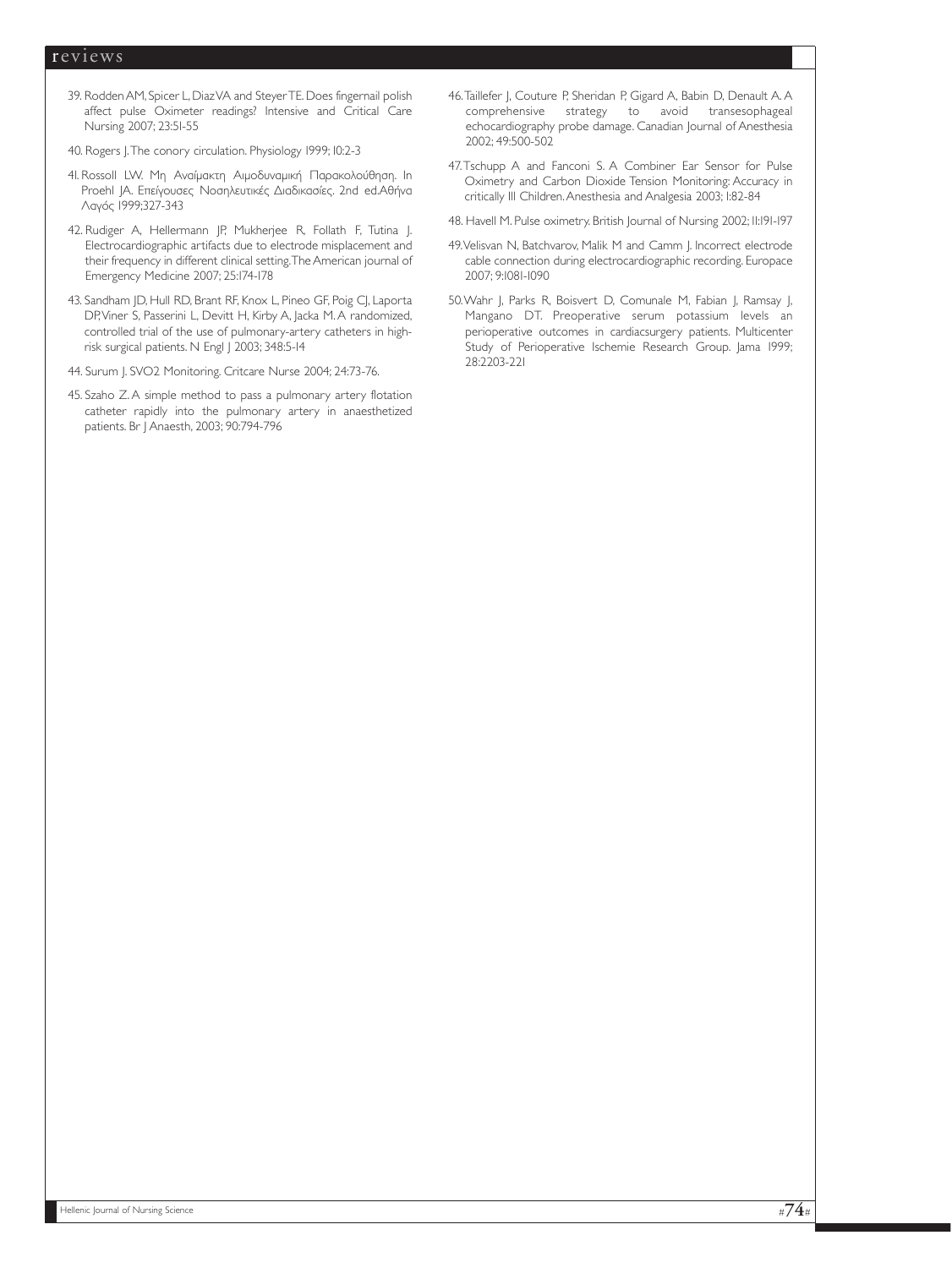39. Rodden AM, Spicer L, Diaz VA and Steyer TE. Does fingernail polish affect pulse Oximeter readings? Intensive and Critical Care Nursing 2007; 23:51-55

40. Rogers J. The conory circulation. Physiology 1999; 10:2-3

41. Rossoll LW. Μη Αναίμακτη Αιμοδυναμική Παρακολούθηση. In Proehl JA. Επείγουσες Νοσηλευτικές Διαδικασίες. 2nd ed.Αθήνα Λαγός 1999;327-343

42. Rudiger A, Hellermann JP, Mukherjee R, Follath F, Tutina J. Electrocardiographic artifacts due to electrode misplacement and their frequency in different clinical setting. The American journal of Emergency Medicine 2007; 25:174-178

43. Sandham JD, Hull RD, Brant RF, Knox L, Pineo GF, Poig CJ, Laporta DP, Viner S, Passerini L, Devitt H, Kirby A, Jacka M. A randomized, controlled trial of the use of pulmonary-artery catheters in high-risk surgical patients. N Engl J 2003; 348:5-14

44. Surum J. SVO2 Monitoring. Critcare Nurse 2004; 24:73-76.

45. Szaho Z. A simple method to pass a pulmonary artery flotation catheter rapidly into the pulmonary artery in anaesthetized patients. Br J Anaesth, 2003; 90:794-796

46. Taillefer J, Couture P, Sheridan P, Gigard A, Babin D, Denault A. A comprehensive strategy to avoid transesophageal echocardiography probe damage. Canadian Journal of Anesthesia 2002; 49:500-502

47. Tschupp A and Fanconi S. A Combiner Ear Sensor for Pulse Oximetry and Carbon Dioxide Tension Monitoring: Accuracy in critically Ill Children. Anesthesia and Analgesia 2003; 1:82-84

48. Havell M. Pulse oximetry. British Journal of Nursing 2002; 11:191-197

49. Velisvan N, Batchvarov, Malik M and Camm J. Incorrect electrode cable connection during electrocardiographic recording. Europace 2007; 9:1081-1090

50. Wahr J, Parks R, Boisvert D, Comunale M, Fabian J, Ramsay J, Mangano DT. Preoperative serum potassium levels an perioperative outcomes in cardiacsurgery patients. Multicenter Study of Perioperative Ischemie Research Group. Jama 1999; 28:2203-221